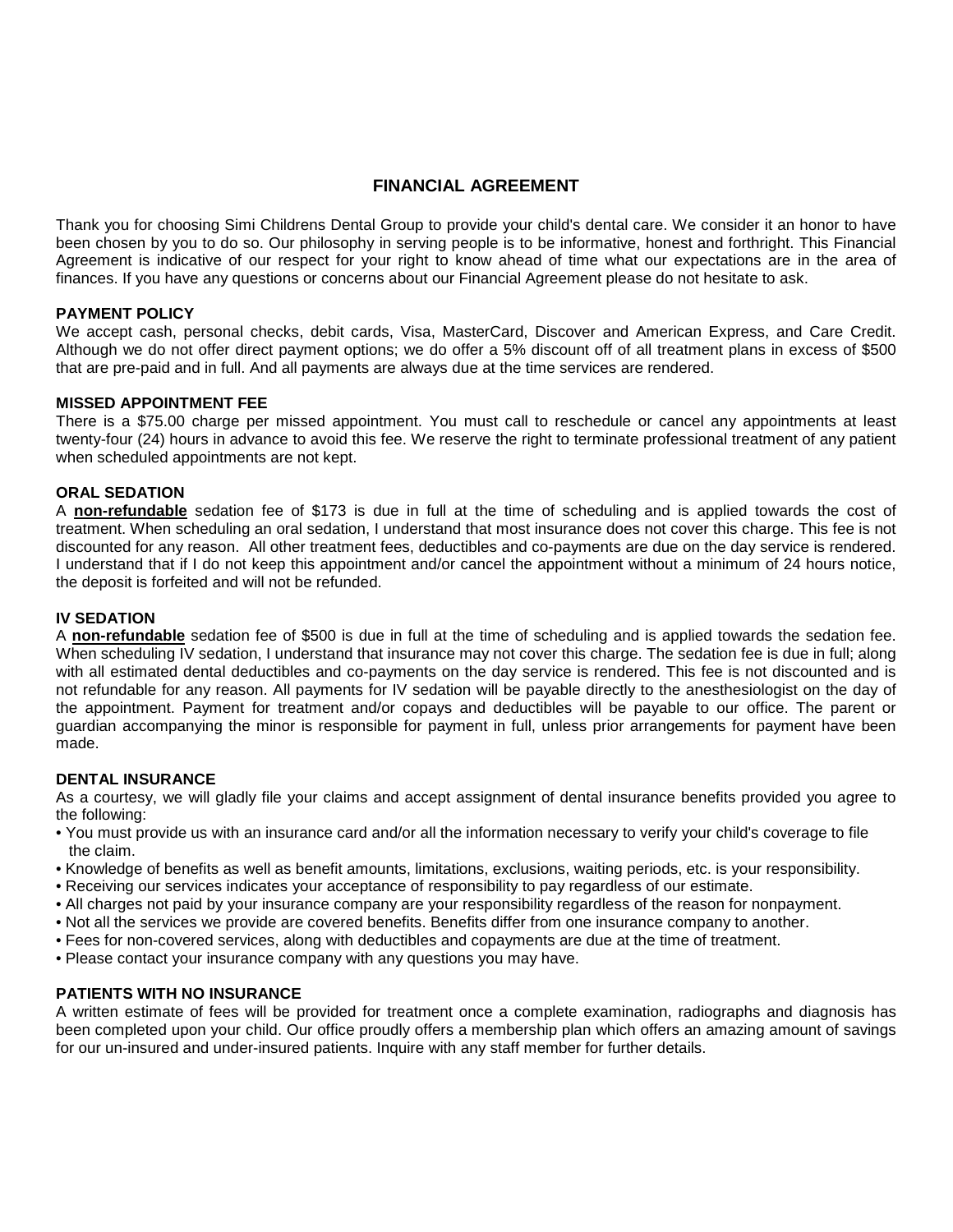# FINANCIAL AGREEMENT

Thank you for choosing Simi Childrens Dental Group to provide your child's dental care. We consider it an honor to have been chosen by you to do so. Our philosophy in serving people is to be informative, honest and forthright. This Financial Agreement is indicative of our respect for your right to know ahead of time what our expectations are in the area of finances. If you have any questions or concerns about our Financial Agreement please do not hesitate to ask.

## PAYMENT POLICY

We accept cash, personal checks, debit cards, Visa, MasterCard, Discover and American Express, and Care Credit. Although we do not offer direct payment options; we do offer a 5% discount off of all treatment plans in excess of $500 that are pre-paid and in full. And all payments are always due at the time services are rendered.

## MISSED APPOINTMENT FEE

There is a $75.00 charge per missed appointment. You must call to reschedule or cancel any appointments at least twenty-four (24) hours in advance to avoid this fee. We reserve the right to terminate professional treatment of any patient when scheduled appointments are not kept.

## ORAL SEDATION

A **non-refundable** sedation fee of $173 is due in full at the time of scheduling and is applied towards the cost of treatment. When scheduling an oral sedation, I understand that most insurance does not cover this charge. This fee is not discounted for any reason. All other treatment fees, deductibles and co-payments are due on the day service is rendered. I understand that if I do not keep this appointment and/or cancel the appointment without a minimum of 24 hours notice, the deposit is forfeited and will not be refunded.

## IV SEDATION

A **non-refundable** sedation fee of $500 is due in full at the time of scheduling and is applied towards the sedation fee. When scheduling IV sedation, I understand that insurance may not cover this charge. The sedation fee is due in full; along with all estimated dental deductibles and co-payments on the day service is rendered. This fee is not discounted and is not refundable for any reason. All payments for IV sedation will be payable directly to the anesthesiologist on the day of the appointment. Payment for treatment and/or copays and deductibles will be payable to our office. The parent or guardian accompanying the minor is responsible for payment in full, unless prior arrangements for payment have been made.

## DENTAL INSURANCE

As a courtesy, we will gladly file your claims and accept assignment of dental insurance benefits provided you agree to the following:

- You must provide us with an insurance card and/or all the information necessary to verify your child's coverage to file the claim.
- Knowledge of benefits as well as benefit amounts, limitations, exclusions, waiting periods, etc. is your responsibility.
- Receiving our services indicates your acceptance of responsibility to pay regardless of our estimate.
- All charges not paid by your insurance company are your responsibility regardless of the reason for nonpayment.
- Not all the services we provide are covered benefits. Benefits differ from one insurance company to another.
- Fees for non-covered services, along with deductibles and copayments are due at the time of treatment.
- Please contact your insurance company with any questions you may have.

## PATIENTS WITH NO INSURANCE

A written estimate of fees will be provided for treatment once a complete examination, radiographs and diagnosis has been completed upon your child. Our office proudly offers a membership plan which offers an amazing amount of savings for our un-insured and under-insured patients. Inquire with any staff member for further details.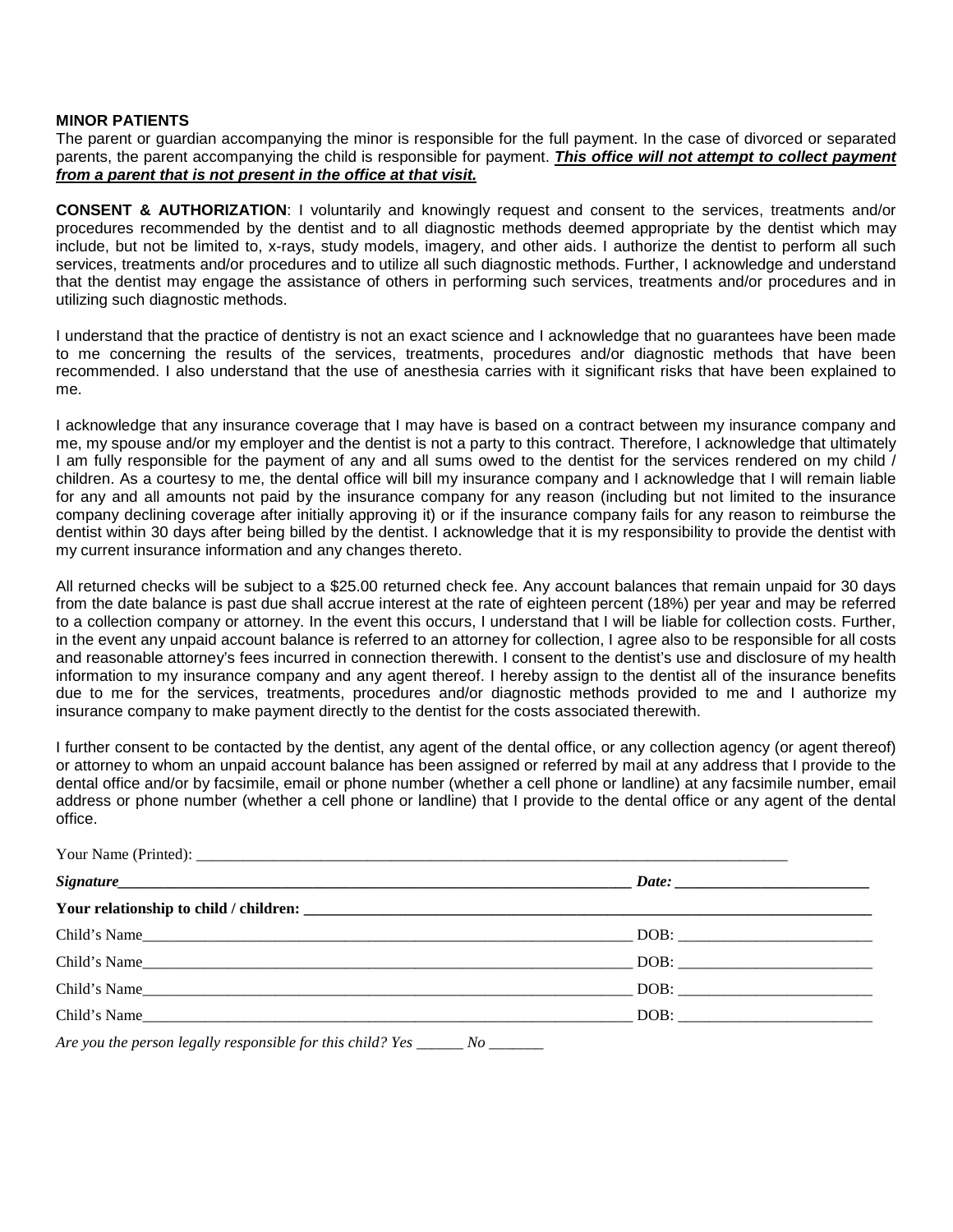**MINOR PATIENTS**
The parent or guardian accompanying the minor is responsible for the full payment. In the case of divorced or separated parents, the parent accompanying the child is responsible for payment. ***This office will not attempt to collect payment from a parent that is not present in the office at that visit.***

**CONSENT & AUTHORIZATION**: I voluntarily and knowingly request and consent to the services, treatments and/or procedures recommended by the dentist and to all diagnostic methods deemed appropriate by the dentist which may include, but not be limited to, x-rays, study models, imagery, and other aids. I authorize the dentist to perform all such services, treatments and/or procedures and to utilize all such diagnostic methods. Further, I acknowledge and understand that the dentist may engage the assistance of others in performing such services, treatments and/or procedures and in utilizing such diagnostic methods.

I understand that the practice of dentistry is not an exact science and I acknowledge that no guarantees have been made to me concerning the results of the services, treatments, procedures and/or diagnostic methods that have been recommended. I also understand that the use of anesthesia carries with it significant risks that have been explained to me.

I acknowledge that any insurance coverage that I may have is based on a contract between my insurance company and me, my spouse and/or my employer and the dentist is not a party to this contract. Therefore, I acknowledge that ultimately I am fully responsible for the payment of any and all sums owed to the dentist for the services rendered on my child / children. As a courtesy to me, the dental office will bill my insurance company and I acknowledge that I will remain liable for any and all amounts not paid by the insurance company for any reason (including but not limited to the insurance company declining coverage after initially approving it) or if the insurance company fails for any reason to reimburse the dentist within 30 days after being billed by the dentist. I acknowledge that it is my responsibility to provide the dentist with my current insurance information and any changes thereto.

All returned checks will be subject to a $25.00 returned check fee. Any account balances that remain unpaid for 30 days from the date balance is past due shall accrue interest at the rate of eighteen percent (18%) per year and may be referred to a collection company or attorney. In the event this occurs, I understand that I will be liable for collection costs. Further, in the event any unpaid account balance is referred to an attorney for collection, I agree also to be responsible for all costs and reasonable attorney's fees incurred in connection therewith. I consent to the dentist's use and disclosure of my health information to my insurance company and any agent thereof. I hereby assign to the dentist all of the insurance benefits due to me for the services, treatments, procedures and/or diagnostic methods provided to me and I authorize my insurance company to make payment directly to the dentist for the costs associated therewith.

I further consent to be contacted by the dentist, any agent of the dental office, or any collection agency (or agent thereof) or attorney to whom an unpaid account balance has been assigned or referred by mail at any address that I provide to the dental office and/or by facsimile, email or phone number (whether a cell phone or landline) at any facsimile number, email address or phone number (whether a cell phone or landline) that I provide to the dental office or any agent of the dental office.

Your Name (Printed): ______________________________________________

***Signature***______________________________________________ ***Date:*** ____________________

**Your relationship to child / children:** ______________________________________________

Child's Name______________________________________________ DOB: ____________________

Child's Name______________________________________________ DOB: ____________________

Child's Name______________________________________________ DOB: ____________________

Child's Name______________________________________________ DOB: ____________________

*Are you the person legally responsible for this child? Yes ______ No _______*